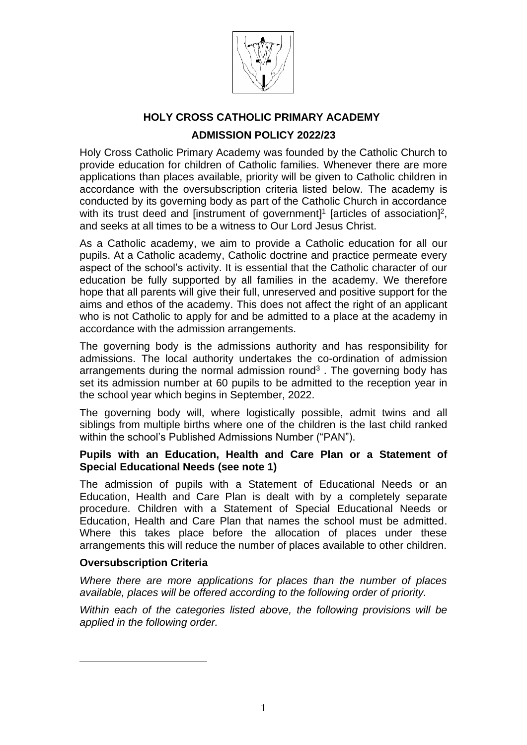# HOLY CROSS CATHOLIC PRIMARY ACADEMY

## ADMISSION POLICY 2022/23

Holy Cross Catholic Primary Academy was founded by the Catholic Church to provide education for children of Catholic families. Whenever there are more applications than places available, priority will be given to Catholic children in accordance with the oversubscription criteria listed below. The academy is conducted by its governing body as part of the Catholic Church in accordance with its trust deed and [instrument of government][1] [articles of association][2], and seeks at all times to be a witness to Our Lord Jesus Christ.

As a Catholic academy, we aim to provide a Catholic education for all our pupils. At a Catholic academy, Catholic doctrine and practice permeate every aspect of the school's activity. It is essential that the Catholic character of our education be fully supported by all families in the academy. We therefore hope that all parents will give their full, unreserved and positive support for the aims and ethos of the academy. This does not affect the right of an applicant who is not Catholic to apply for and be admitted to a place at the academy in accordance with the admission arrangements.

The governing body is the admissions authority and has responsibility for admissions. The local authority undertakes the co-ordination of admission arrangements during the normal admission round[3] . The governing body has set its admission number at 60 pupils to be admitted to the reception year in the school year which begins in September, 2022.

The governing body will, where logistically possible, admit twins and all siblings from multiple births where one of the children is the last child ranked within the school's Published Admissions Number ("PAN").

### Pupils with an Education, Health and Care Plan or a Statement of Special Educational Needs (see note 1)

The admission of pupils with a Statement of Educational Needs or an Education, Health and Care Plan is dealt with by a completely separate procedure. Children with a Statement of Special Educational Needs or Education, Health and Care Plan that names the school must be admitted. Where this takes place before the allocation of places under these arrangements this will reduce the number of places available to other children.

### Oversubscription Criteria

*Where there are more applications for places than the number of places available, places will be offered according to the following order of priority.*

*Within each of the categories listed above, the following provisions will be applied in the following order.*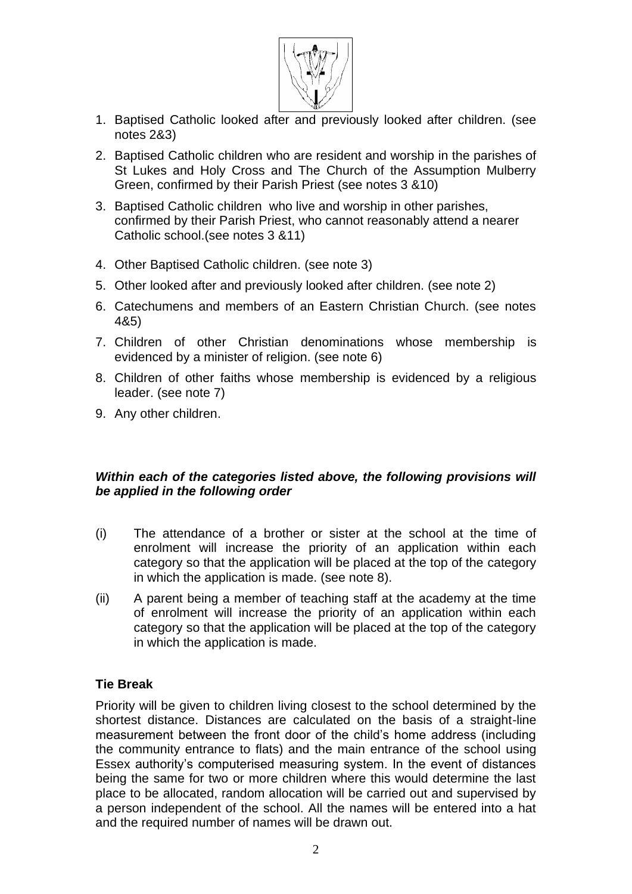1. Baptised Catholic looked after and previously looked after children. (see notes 2&3)
2. Baptised Catholic children who are resident and worship in the parishes of St Lukes and Holy Cross and The Church of the Assumption Mulberry Green, confirmed by their Parish Priest (see notes 3 &10)
3. Baptised Catholic children who live and worship in other parishes, confirmed by their Parish Priest, who cannot reasonably attend a nearer Catholic school.(see notes 3 &11)
4. Other Baptised Catholic children. (see note 3)
5. Other looked after and previously looked after children. (see note 2)
6. Catechumens and members of an Eastern Christian Church. (see notes 4&5)
7. Children of other Christian denominations whose membership is evidenced by a minister of religion. (see note 6)
8. Children of other faiths whose membership is evidenced by a religious leader. (see note 7)
9. Any other children.

***Within each of the categories listed above, the following provisions will be applied in the following order***

(i) The attendance of a brother or sister at the school at the time of enrolment will increase the priority of an application within each category so that the application will be placed at the top of the category in which the application is made. (see note 8).

(ii) A parent being a member of teaching staff at the academy at the time of enrolment will increase the priority of an application within each category so that the application will be placed at the top of the category in which the application is made.

**Tie Break**

Priority will be given to children living closest to the school determined by the shortest distance. Distances are calculated on the basis of a straight-line measurement between the front door of the child's home address (including the community entrance to flats) and the main entrance of the school using Essex authority's computerised measuring system. In the event of distances being the same for two or more children where this would determine the last place to be allocated, random allocation will be carried out and supervised by a person independent of the school. All the names will be entered into a hat and the required number of names will be drawn out.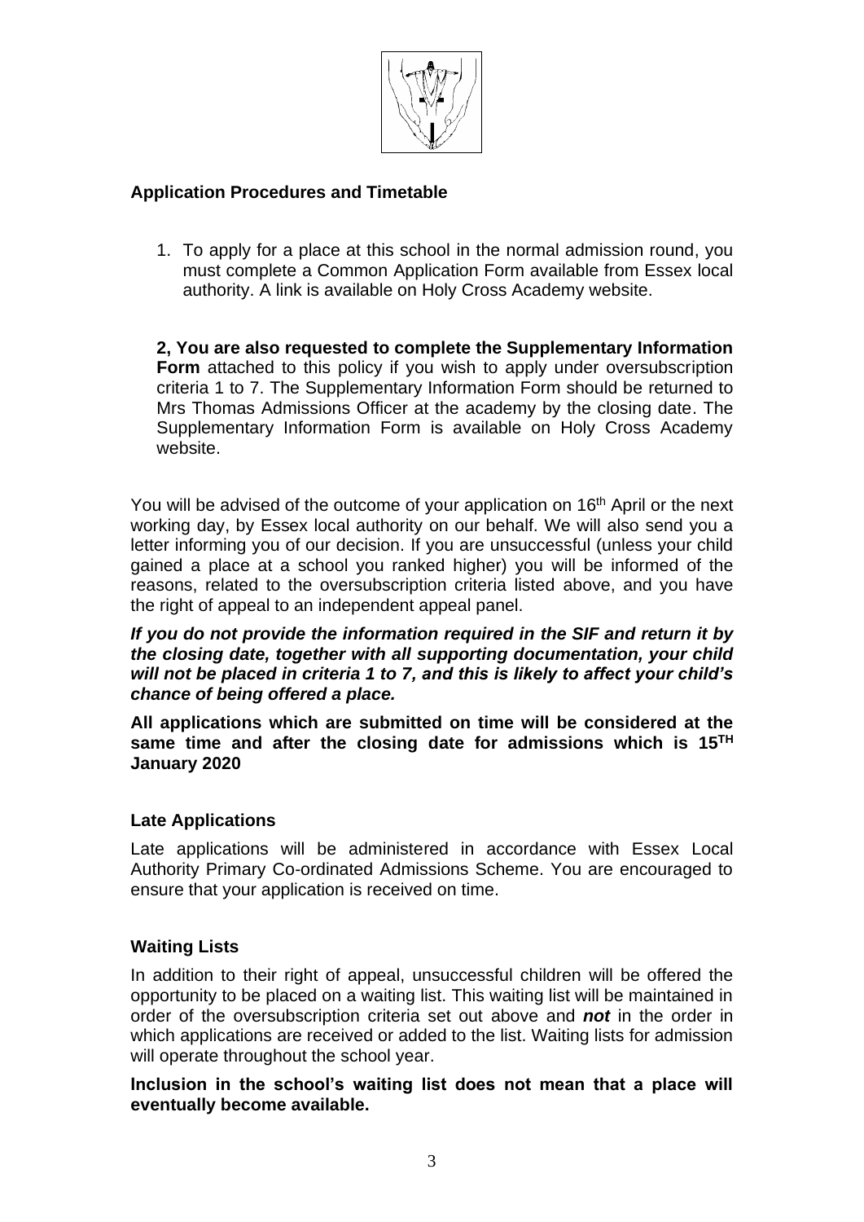## Application Procedures and Timetable

1. To apply for a place at this school in the normal admission round, you must complete a Common Application Form available from Essex local authority. A link is available on Holy Cross Academy website.

**2, You are also requested to complete the Supplementary Information Form** attached to this policy if you wish to apply under oversubscription criteria 1 to 7. The Supplementary Information Form should be returned to Mrs Thomas Admissions Officer at the academy by the closing date. The Supplementary Information Form is available on Holy Cross Academy website.

You will be advised of the outcome of your application on 16th April or the next working day, by Essex local authority on our behalf. We will also send you a letter informing you of our decision. If you are unsuccessful (unless your child gained a place at a school you ranked higher) you will be informed of the reasons, related to the oversubscription criteria listed above, and you have the right of appeal to an independent appeal panel.

***If you do not provide the information required in the SIF and return it by the closing date, together with all supporting documentation, your child will not be placed in criteria 1 to 7, and this is likely to affect your child's chance of being offered a place.***

**All applications which are submitted on time will be considered at the same time and after the closing date for admissions which is 15TH January 2020**

## Late Applications

Late applications will be administered in accordance with Essex Local Authority Primary Co-ordinated Admissions Scheme. You are encouraged to ensure that your application is received on time.

## Waiting Lists

In addition to their right of appeal, unsuccessful children will be offered the opportunity to be placed on a waiting list. This waiting list will be maintained in order of the oversubscription criteria set out above and ***not*** in the order in which applications are received or added to the list. Waiting lists for admission will operate throughout the school year.

**Inclusion in the school's waiting list does not mean that a place will eventually become available.**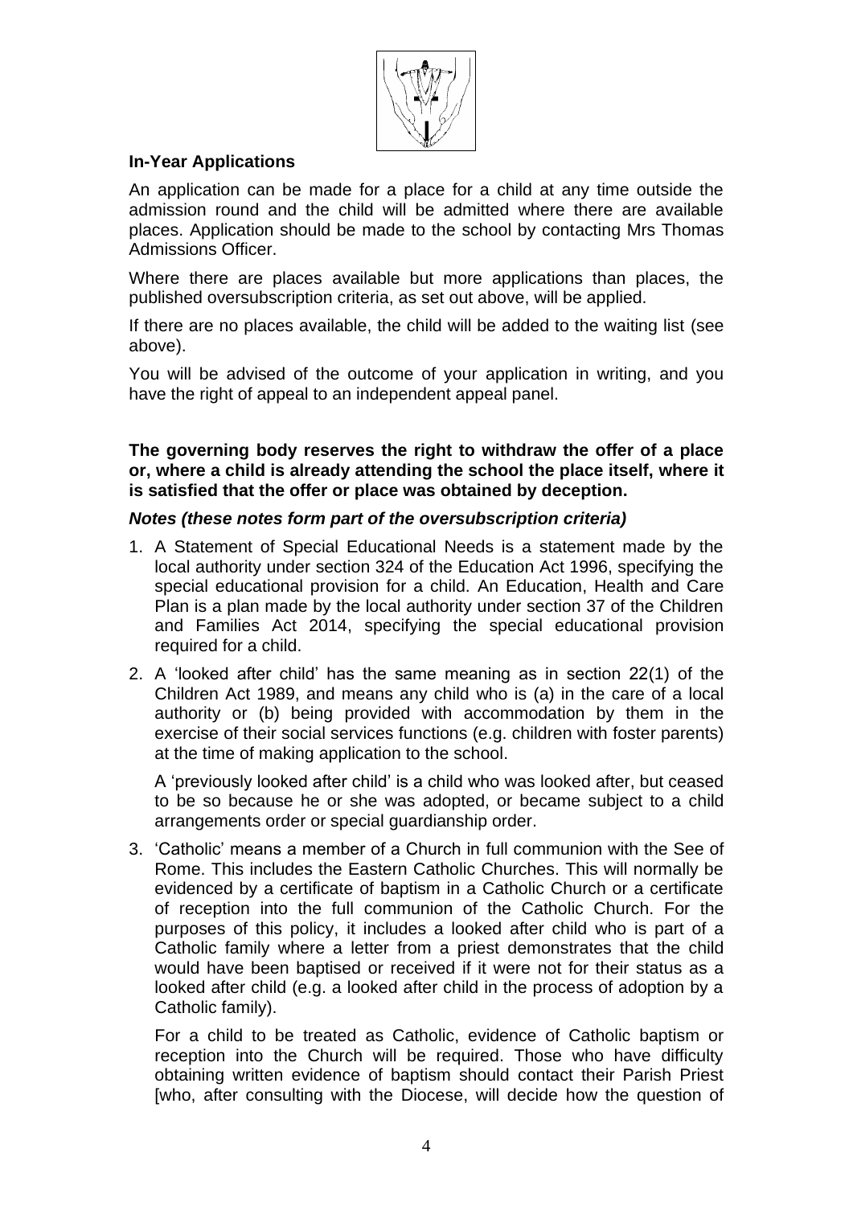### In-Year Applications

An application can be made for a place for a child at any time outside the admission round and the child will be admitted where there are available places. Application should be made to the school by contacting Mrs Thomas Admissions Officer.

Where there are places available but more applications than places, the published oversubscription criteria, as set out above, will be applied.

If there are no places available, the child will be added to the waiting list (see above).

You will be advised of the outcome of your application in writing, and you have the right of appeal to an independent appeal panel.

**The governing body reserves the right to withdraw the offer of a place or, where a child is already attending the school the place itself, where it is satisfied that the offer or place was obtained by deception.**

***Notes (these notes form part of the oversubscription criteria)***

1. A Statement of Special Educational Needs is a statement made by the local authority under section 324 of the Education Act 1996, specifying the special educational provision for a child. An Education, Health and Care Plan is a plan made by the local authority under section 37 of the Children and Families Act 2014, specifying the special educational provision required for a child.

2. A 'looked after child' has the same meaning as in section 22(1) of the Children Act 1989, and means any child who is (a) in the care of a local authority or (b) being provided with accommodation by them in the exercise of their social services functions (e.g. children with foster parents) at the time of making application to the school.

   A 'previously looked after child' is a child who was looked after, but ceased to be so because he or she was adopted, or became subject to a child arrangements order or special guardianship order.

3. 'Catholic' means a member of a Church in full communion with the See of Rome. This includes the Eastern Catholic Churches. This will normally be evidenced by a certificate of baptism in a Catholic Church or a certificate of reception into the full communion of the Catholic Church. For the purposes of this policy, it includes a looked after child who is part of a Catholic family where a letter from a priest demonstrates that the child would have been baptised or received if it were not for their status as a looked after child (e.g. a looked after child in the process of adoption by a Catholic family).

   For a child to be treated as Catholic, evidence of Catholic baptism or reception into the Church will be required. Those who have difficulty obtaining written evidence of baptism should contact their Parish Priest [who, after consulting with the Diocese, will decide how the question of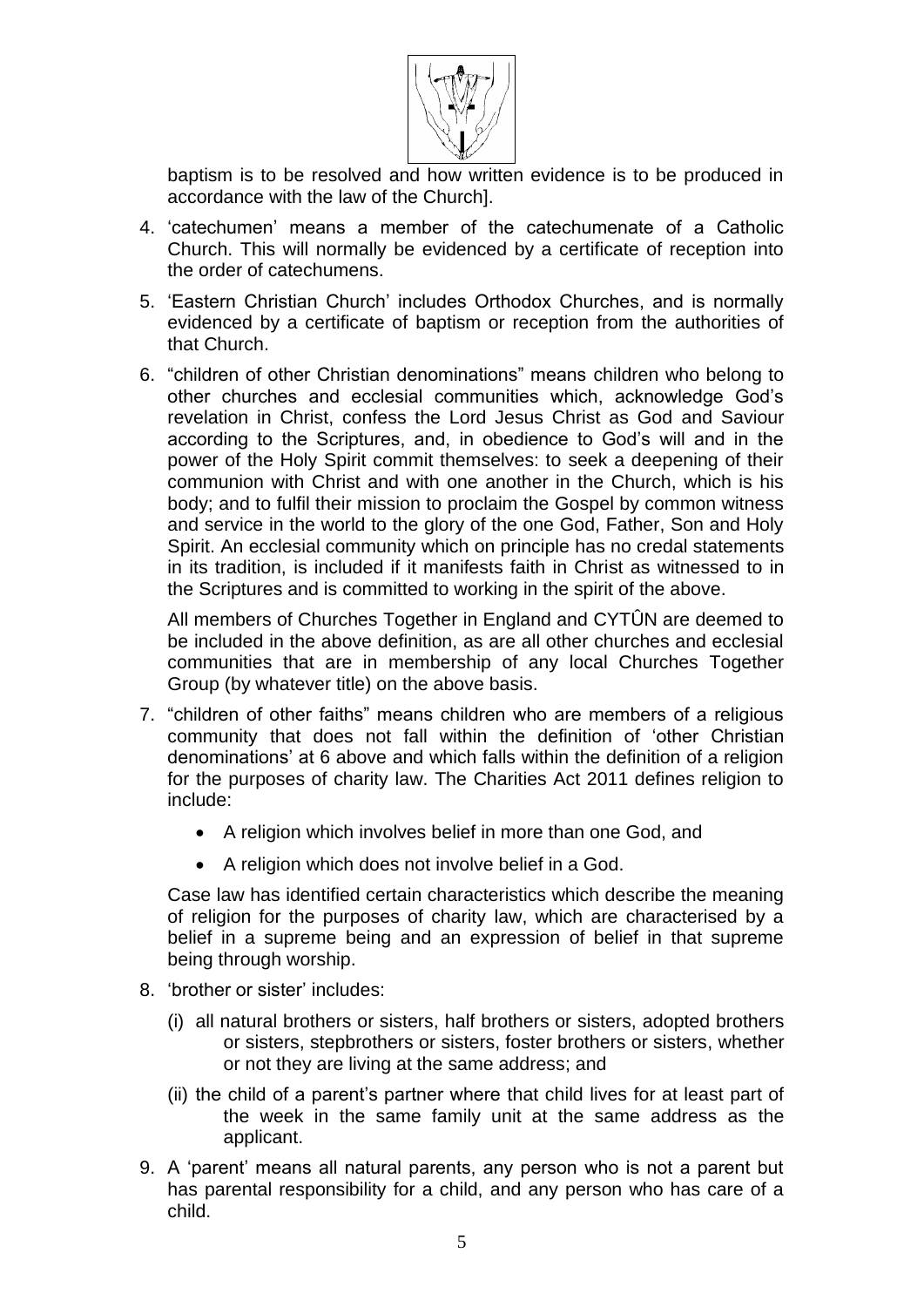baptism is to be resolved and how written evidence is to be produced in accordance with the law of the Church].

4. 'catechumen' means a member of the catechumenate of a Catholic Church. This will normally be evidenced by a certificate of reception into the order of catechumens.

5. 'Eastern Christian Church' includes Orthodox Churches, and is normally evidenced by a certificate of baptism or reception from the authorities of that Church.

6. "children of other Christian denominations" means children who belong to other churches and ecclesial communities which, acknowledge God's revelation in Christ, confess the Lord Jesus Christ as God and Saviour according to the Scriptures, and, in obedience to God's will and in the power of the Holy Spirit commit themselves: to seek a deepening of their communion with Christ and with one another in the Church, which is his body; and to fulfil their mission to proclaim the Gospel by common witness and service in the world to the glory of the one God, Father, Son and Holy Spirit. An ecclesial community which on principle has no credal statements in its tradition, is included if it manifests faith in Christ as witnessed to in the Scriptures and is committed to working in the spirit of the above.

   All members of Churches Together in England and CYTÛN are deemed to be included in the above definition, as are all other churches and ecclesial communities that are in membership of any local Churches Together Group (by whatever title) on the above basis.

7. "children of other faiths" means children who are members of a religious community that does not fall within the definition of 'other Christian denominations' at 6 above and which falls within the definition of a religion for the purposes of charity law. The Charities Act 2011 defines religion to include:

   - A religion which involves belief in more than one God, and
   - A religion which does not involve belief in a God.

   Case law has identified certain characteristics which describe the meaning of religion for the purposes of charity law, which are characterised by a belief in a supreme being and an expression of belief in that supreme being through worship.

8. 'brother or sister' includes:

   (i) all natural brothers or sisters, half brothers or sisters, adopted brothers or sisters, stepbrothers or sisters, foster brothers or sisters, whether or not they are living at the same address; and

   (ii) the child of a parent's partner where that child lives for at least part of the week in the same family unit at the same address as the applicant.

9. A 'parent' means all natural parents, any person who is not a parent but has parental responsibility for a child, and any person who has care of a child.